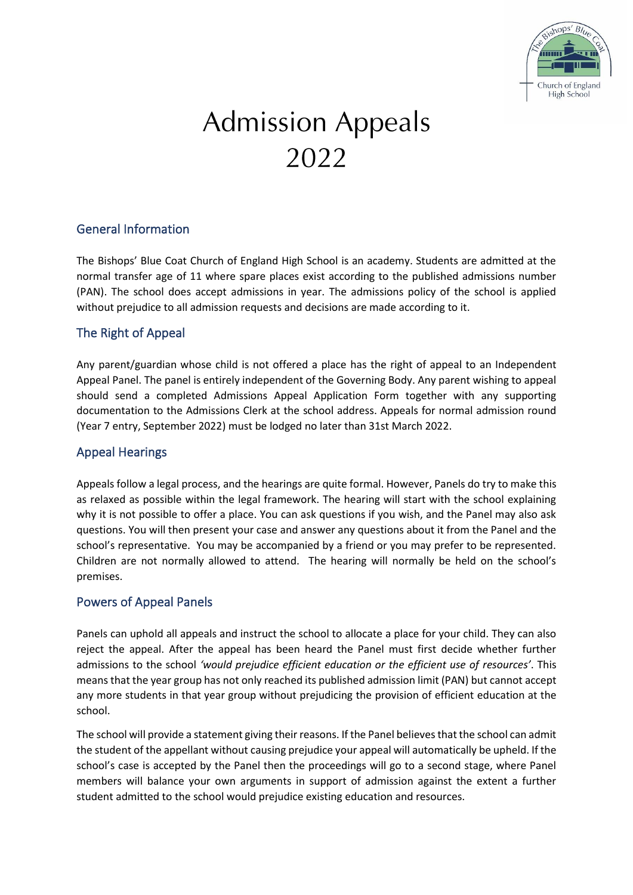# Admission Appeals 2022

## General Information

The Bishops' Blue Coat Church of England High School is an academy. Students are admitted at the normal transfer age of 11 where spare places exist according to the published admissions number (PAN). The school does accept admissions in year. The admissions policy of the school is applied without prejudice to all admission requests and decisions are made according to it.

## The Right of Appeal

Any parent/guardian whose child is not offered a place has the right of appeal to an Independent Appeal Panel. The panel is entirely independent of the Governing Body. Any parent wishing to appeal should send a completed Admissions Appeal Application Form together with any supporting documentation to the Admissions Clerk at the school address. Appeals for normal admission round (Year 7 entry, September 2022) must be lodged no later than 31st March 2022.

## Appeal Hearings

Appeals follow a legal process, and the hearings are quite formal. However, Panels do try to make this as relaxed as possible within the legal framework. The hearing will start with the school explaining why it is not possible to offer a place. You can ask questions if you wish, and the Panel may also ask questions. You will then present your case and answer any questions about it from the Panel and the school's representative. You may be accompanied by a friend or you may prefer to be represented. Children are not normally allowed to attend. The hearing will normally be held on the school's premises.

## Powers of Appeal Panels

Panels can uphold all appeals and instruct the school to allocate a place for your child. They can also reject the appeal. After the appeal has been heard the Panel must first decide whether further admissions to the school *'would prejudice efficient education or the efficient use of resources'*. This means that the year group has not only reached its published admission limit (PAN) but cannot accept any more students in that year group without prejudicing the provision of efficient education at the school.

The school will provide a statement giving their reasons. If the Panel believes that the school can admit the student of the appellant without causing prejudice your appeal will automatically be upheld. If the school's case is accepted by the Panel then the proceedings will go to a second stage, where Panel members will balance your own arguments in support of admission against the extent a further student admitted to the school would prejudice existing education and resources.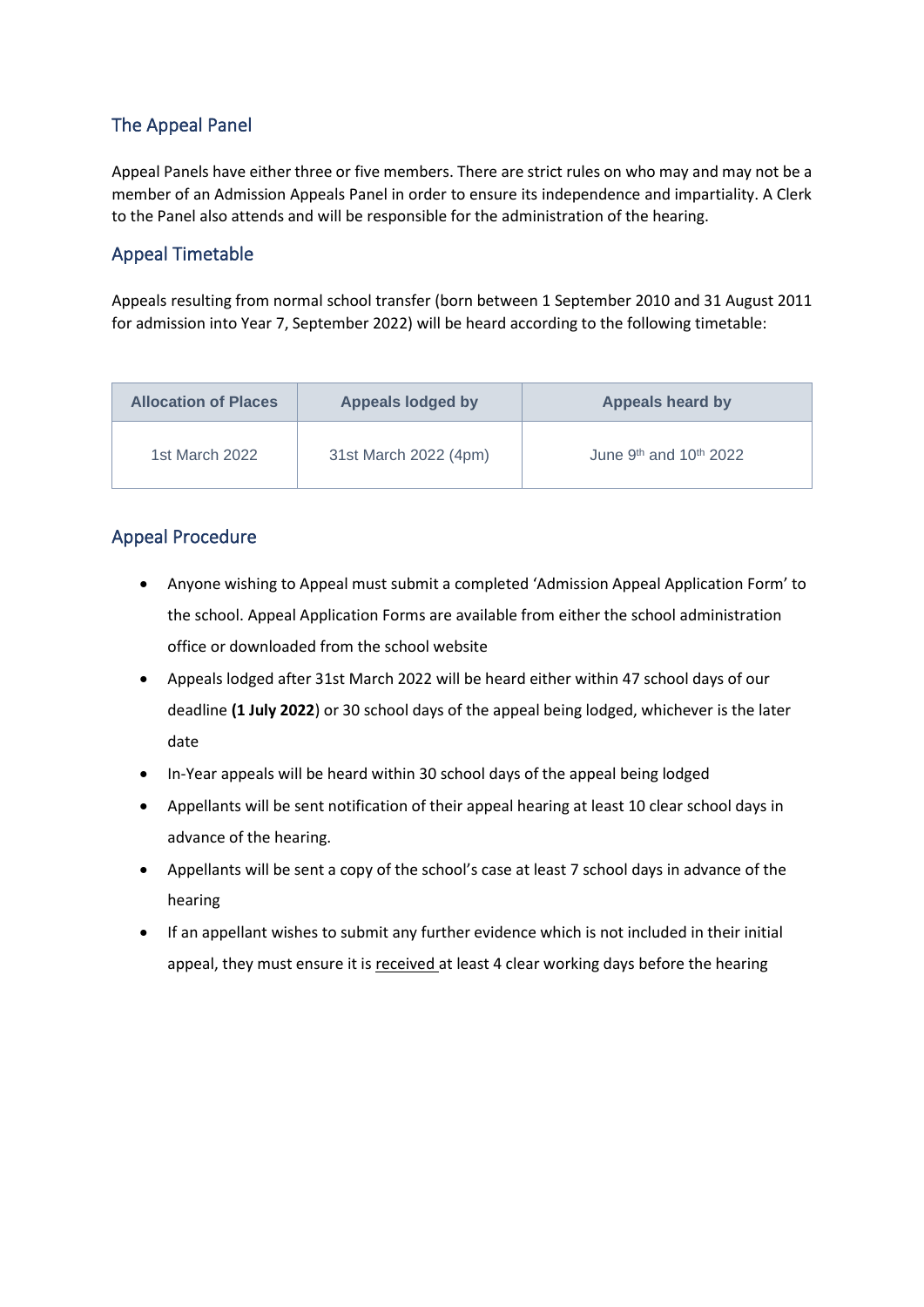## The Appeal Panel

Appeal Panels have either three or five members. There are strict rules on who may and may not be a member of an Admission Appeals Panel in order to ensure its independence and impartiality. A Clerk to the Panel also attends and will be responsible for the administration of the hearing.

## Appeal Timetable

Appeals resulting from normal school transfer (born between 1 September 2010 and 31 August 2011 for admission into Year 7, September 2022) will be heard according to the following timetable:

| Allocation of Places | Appeals lodged by | Appeals heard by |
|---|---|---|
| 1st March 2022 | 31st March 2022 (4pm) | June 9th and 10th 2022 |

## Appeal Procedure

- Anyone wishing to Appeal must submit a completed 'Admission Appeal Application Form' to the school. Appeal Application Forms are available from either the school administration office or downloaded from the school website
- Appeals lodged after 31st March 2022 will be heard either within 47 school days of our deadline **(1 July 2022)** or 30 school days of the appeal being lodged, whichever is the later date
- In-Year appeals will be heard within 30 school days of the appeal being lodged
- Appellants will be sent notification of their appeal hearing at least 10 clear school days in advance of the hearing.
- Appellants will be sent a copy of the school's case at least 7 school days in advance of the hearing
- If an appellant wishes to submit any further evidence which is not included in their initial appeal, they must ensure it is <u>received</u> at least 4 clear working days before the hearing